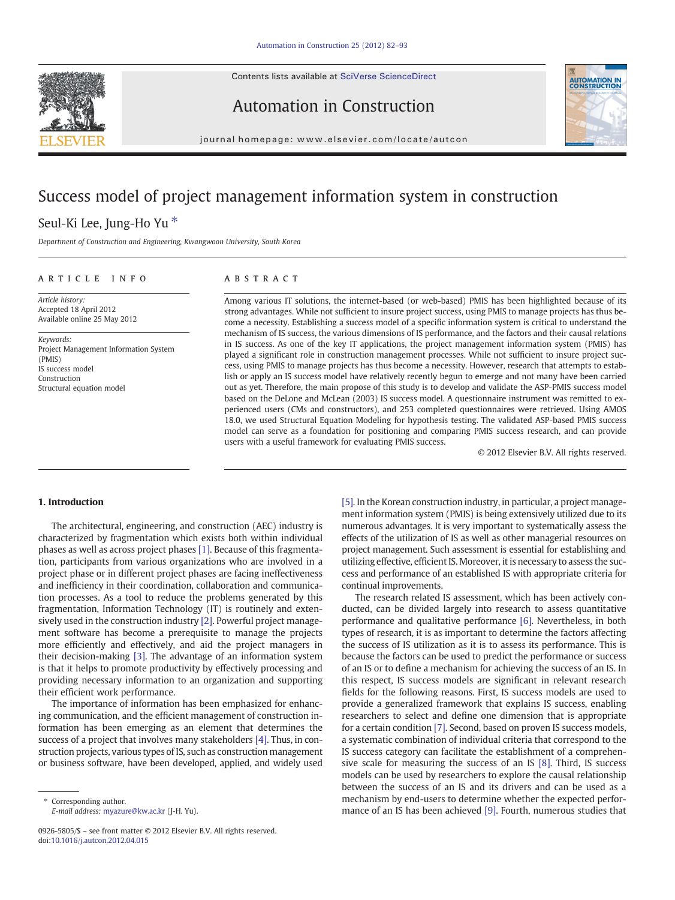# Success model of project management information system in construction

Seul-Ki Lee, Jung-Ho Yu *

*Department of Construction and Engineering, Kwangwoon University, South Korea*

## ARTICLE INFO

*Article history:*
Accepted 18 April 2012
Available online 25 May 2012

*Keywords:*
Project Management Information System (PMIS)
IS success model
Construction
Structural equation model

## ABSTRACT

Among various IT solutions, the internet-based (or web-based) PMIS has been highlighted because of its strong advantages. While not sufficient to insure project success, using PMIS to manage projects has thus become a necessity. Establishing a success model of a specific information system is critical to understand the mechanism of IS success, the various dimensions of IS performance, and the factors and their causal relations in IS success. As one of the key IT applications, the project management information system (PMIS) has played a significant role in construction management processes. While not sufficient to insure project success, using PMIS to manage projects has thus become a necessity. However, research that attempts to establish or apply an IS success model have relatively recently begun to emerge and not many have been carried out as yet. Therefore, the main propose of this study is to develop and validate the ASP-PMIS success model based on the DeLone and McLean (2003) IS success model. A questionnaire instrument was remitted to experienced users (CMs and constructors), and 253 completed questionnaires were retrieved. Using AMOS 18.0, we used Structural Equation Modeling for hypothesis testing. The validated ASP-based PMIS success model can serve as a foundation for positioning and comparing PMIS success research, and can provide users with a useful framework for evaluating PMIS success.

© 2012 Elsevier B.V. All rights reserved.

## 1. Introduction

The architectural, engineering, and construction (AEC) industry is characterized by fragmentation which exists both within individual phases as well as across project phases [1]. Because of this fragmentation, participants from various organizations who are involved in a project phase or in different project phases are facing ineffectiveness and inefficiency in their coordination, collaboration and communication processes. As a tool to reduce the problems generated by this fragmentation, Information Technology (IT) is routinely and extensively used in the construction industry [2]. Powerful project management software has become a prerequisite to manage the projects more efficiently and effectively, and aid the project managers in their decision-making [3]. The advantage of an information system is that it helps to promote productivity by effectively processing and providing necessary information to an organization and supporting their efficient work performance.

The importance of information has been emphasized for enhancing communication, and the efficient management of construction information has been emerging as an element that determines the success of a project that involves many stakeholders [4]. Thus, in construction projects, various types of IS, such as construction management or business software, have been developed, applied, and widely used [5]. In the Korean construction industry, in particular, a project management information system (PMIS) is being extensively utilized due to its numerous advantages. It is very important to systematically assess the effects of the utilization of IS as well as other managerial resources on project management. Such assessment is essential for establishing and utilizing effective, efficient IS. Moreover, it is necessary to assess the success and performance of an established IS with appropriate criteria for continual improvements.

The research related IS assessment, which has been actively conducted, can be divided largely into research to assess quantitative performance and qualitative performance [6]. Nevertheless, in both types of research, it is as important to determine the factors affecting the success of IS utilization as it is to assess its performance. This is because the factors can be used to predict the performance or success of an IS or to define a mechanism for achieving the success of an IS. In this respect, IS success models are significant in relevant research fields for the following reasons. First, IS success models are used to provide a generalized framework that explains IS success, enabling researchers to select and define one dimension that is appropriate for a certain condition [7]. Second, based on proven IS success models, a systematic combination of individual criteria that correspond to the IS success category can facilitate the establishment of a comprehensive scale for measuring the success of an IS [8]. Third, IS success models can be used by researchers to explore the causal relationship between the success of an IS and its drivers and can be used as a mechanism by end-users to determine whether the expected performance of an IS has been achieved [9]. Fourth, numerous studies that

* Corresponding author.
*E-mail address:* myazure@kw.ac.kr (J-H. Yu).

0926-5805/$ – see front matter © 2012 Elsevier B.V. All rights reserved.
doi:10.1016/j.autcon.2012.04.015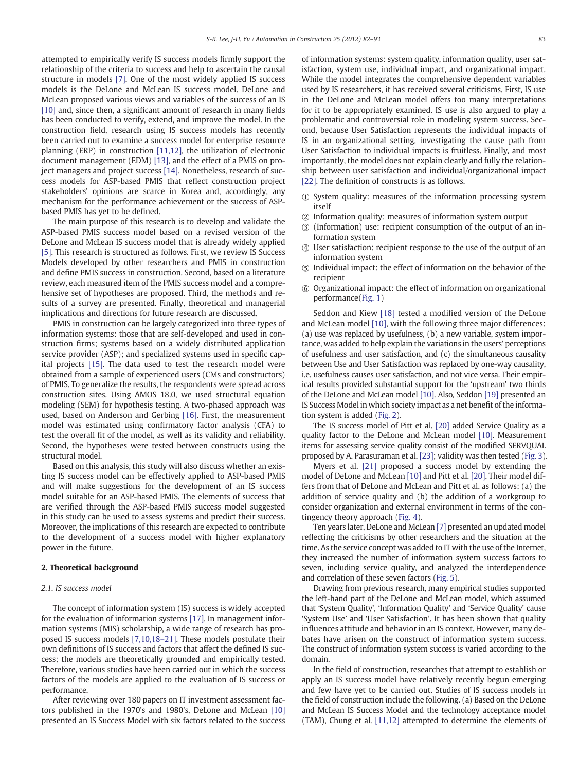attempted to empirically verify IS success models firmly support the relationship of the criteria to success and help to ascertain the causal structure in models [7]. One of the most widely applied IS success models is the DeLone and McLean IS success model. DeLone and McLean proposed various views and variables of the success of an IS [10] and, since then, a significant amount of research in many fields has been conducted to verify, extend, and improve the model. In the construction field, research using IS success models has recently been carried out to examine a success model for enterprise resource planning (ERP) in construction [11,12], the utilization of electronic document management (EDM) [13], and the effect of a PMIS on project managers and project success [14]. Nonetheless, research of success models for ASP-based PMIS that reflect construction project stakeholders' opinions are scarce in Korea and, accordingly, any mechanism for the performance achievement or the success of ASP-based PMIS has yet to be defined.

The main purpose of this research is to develop and validate the ASP-based PMIS success model based on a revised version of the DeLone and McLean IS success model that is already widely applied [5]. This research is structured as follows. First, we review IS Success Models developed by other researchers and PMIS in construction and define PMIS success in construction. Second, based on a literature review, each measured item of the PMIS success model and a comprehensive set of hypotheses are proposed. Third, the methods and results of a survey are presented. Finally, theoretical and managerial implications and directions for future research are discussed.

PMIS in construction can be largely categorized into three types of information systems: those that are self-developed and used in construction firms; systems based on a widely distributed application service provider (ASP); and specialized systems used in specific capital projects [15]. The data used to test the research model were obtained from a sample of experienced users (CMs and constructors) of PMIS. To generalize the results, the respondents were spread across construction sites. Using AMOS 18.0, we used structural equation modeling (SEM) for hypothesis testing. A two-phased approach was used, based on Anderson and Gerbing [16]. First, the measurement model was estimated using confirmatory factor analysis (CFA) to test the overall fit of the model, as well as its validity and reliability. Second, the hypotheses were tested between constructs using the structural model.

Based on this analysis, this study will also discuss whether an existing IS success model can be effectively applied to ASP-based PMIS and will make suggestions for the development of an IS success model suitable for an ASP-based PMIS. The elements of success that are verified through the ASP-based PMIS success model suggested in this study can be used to assess systems and predict their success. Moreover, the implications of this research are expected to contribute to the development of a success model with higher explanatory power in the future.

## 2. Theoretical background

### 2.1. IS success model

The concept of information system (IS) success is widely accepted for the evaluation of information systems [17]. In management information systems (MIS) scholarship, a wide range of research has proposed IS success models [7,10,18–21]. These models postulate their own definitions of IS success and factors that affect the defined IS success; the models are theoretically grounded and empirically tested. Therefore, various studies have been carried out in which the success factors of the models are applied to the evaluation of IS success or performance.

After reviewing over 180 papers on IT investment assessment factors published in the 1970's and 1980's, DeLone and McLean [10] presented an IS Success Model with six factors related to the success of information systems: system quality, information quality, user satisfaction, system use, individual impact, and organizational impact. While the model integrates the comprehensive dependent variables used by IS researchers, it has received several criticisms. First, IS use in the DeLone and McLean model offers too many interpretations for it to be appropriately examined. IS use is also argued to play a problematic and controversial role in modeling system success. Second, because User Satisfaction represents the individual impacts of IS in an organizational setting, investigating the cause path from User Satisfaction to individual impacts is fruitless. Finally, and most importantly, the model does not explain clearly and fully the relationship between user satisfaction and individual/organizational impact [22]. The definition of constructs is as follows.

① System quality: measures of the information processing system itself
② Information quality: measures of information system output
③ (Information) use: recipient consumption of the output of an information system
④ User satisfaction: recipient response to the use of the output of an information system
⑤ Individual impact: the effect of information on the behavior of the recipient
⑥ Organizational impact: the effect of information on organizational performance(Fig. 1)

Seddon and Kiew [18] tested a modified version of the DeLone and McLean model [10], with the following three major differences: (a) use was replaced by usefulness, (b) a new variable, system importance, was added to help explain the variations in the users' perceptions of usefulness and user satisfaction, and (c) the simultaneous causality between Use and User Satisfaction was replaced by one-way causality, i.e. usefulness causes user satisfaction, and not vice versa. Their empirical results provided substantial support for the 'upstream' two thirds of the DeLone and McLean model [10]. Also, Seddon [19] presented an IS Success Model in which society impact as a net benefit of the information system is added (Fig. 2).

The IS success model of Pitt et al. [20] added Service Quality as a quality factor to the DeLone and McLean model [10]. Measurement items for assessing service quality consist of the modified SERVQUAL proposed by A. Parasuraman et al. [23]; validity was then tested (Fig. 3).

Myers et al. [21] proposed a success model by extending the model of DeLone and McLean [10] and Pitt et al. [20]. Their model differs from that of DeLone and McLean and Pitt et al. as follows: (a) the addition of service quality and (b) the addition of a workgroup to consider organization and external environment in terms of the contingency theory approach (Fig. 4).

Ten years later, DeLone and McLean [7] presented an updated model reflecting the criticisms by other researchers and the situation at the time. As the service concept was added to IT with the use of the Internet, they increased the number of information system success factors to seven, including service quality, and analyzed the interdependence and correlation of these seven factors (Fig. 5).

Drawing from previous research, many empirical studies supported the left-hand part of the DeLone and McLean model, which assumed that 'System Quality', 'Information Quality' and 'Service Quality' cause 'System Use' and 'User Satisfaction'. It has been shown that quality influences attitude and behavior in an IS context. However, many debates have arisen on the construct of information system success. The construct of information system success is varied according to the domain.

In the field of construction, researches that attempt to establish or apply an IS success model have relatively recently begun emerging and few have yet to be carried out. Studies of IS success models in the field of construction include the following. (a) Based on the DeLone and McLean IS Success Model and the technology acceptance model (TAM), Chung et al. [11,12] attempted to determine the elements of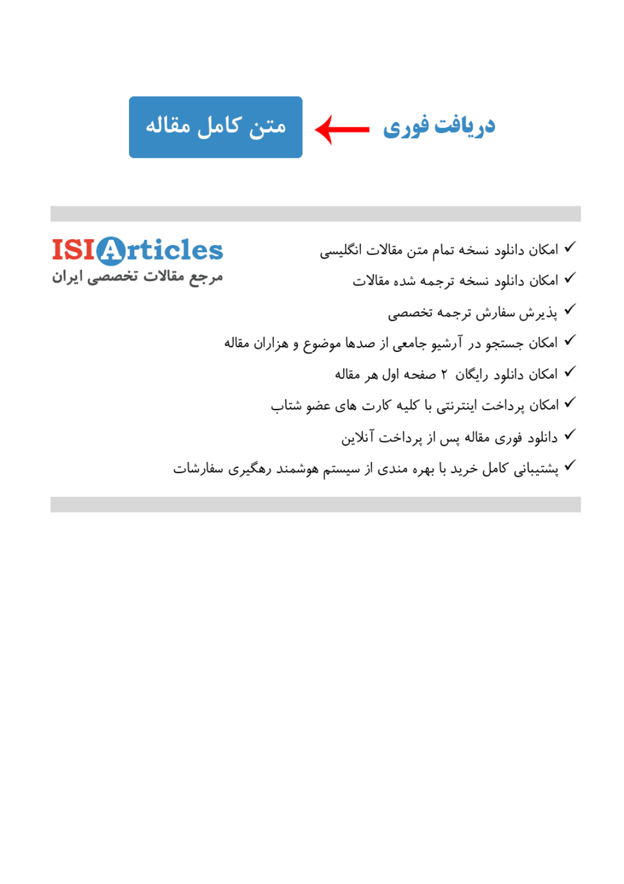متن کامل مقاله ← دریافت فوری

**ISIArticles**
مرجع مقالات تخصصی ایران

- ✓ امکان دانلود نسخه تمام متن مقالات انگلیسی
- ✓ امکان دانلود نسخه ترجمه شده مقالات
- ✓ پذیرش سفارش ترجمه تخصصی
- ✓ امکان جستجو در آرشیو جامعی از صدها موضوع و هزاران مقاله
- ✓ امکان دانلود رایگان ۲ صفحه اول هر مقاله
- ✓ امکان پرداخت اینترنتی با کلیه کارت های عضو شتاب
- ✓ دانلود فوری مقاله پس از پرداخت آنلاین
- ✓ پشتیبانی کامل خرید با بهره مندی از سیستم هوشمند رهگیری سفارشات